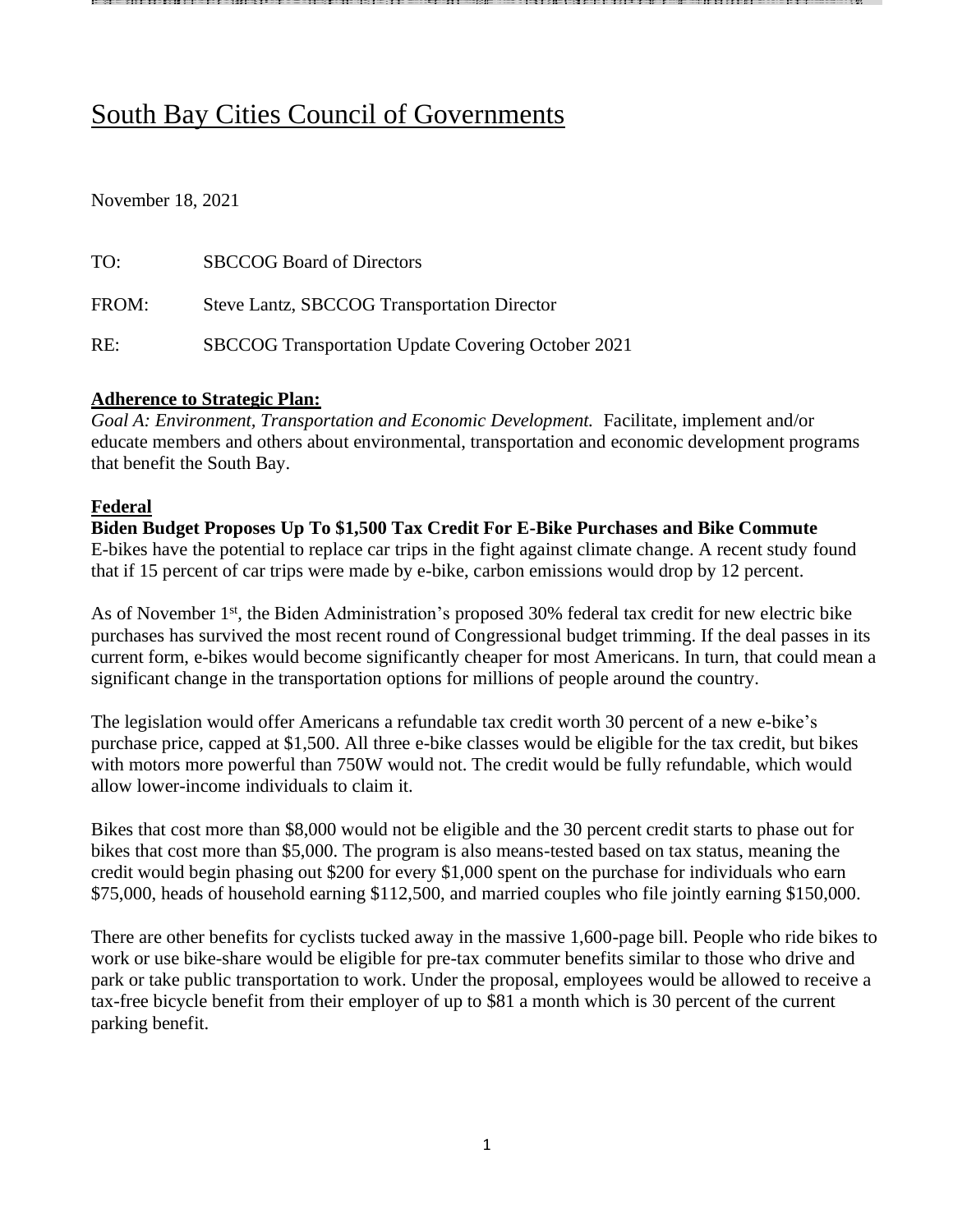# South Bay Cities Council of Governments

November 18, 2021

TO: SBCCOG Board of Directors

FROM: Steve Lantz, SBCCOG Transportation Director

RE: SBCCOG Transportation Update Covering October 2021

**Adherence to Strategic Plan:**

*Goal A: Environment, Transportation and Economic Development.* Facilitate, implement and/or educate members and others about environmental, transportation and economic development programs that benefit the South Bay.

## Federal

### Biden Budget Proposes Up To $1,500 Tax Credit For E-Bike Purchases and Bike Commute

E-bikes have the potential to replace car trips in the fight against climate change. A recent study found that if 15 percent of car trips were made by e-bike, carbon emissions would drop by 12 percent.

As of November 1st, the Biden Administration's proposed 30% federal tax credit for new electric bike purchases has survived the most recent round of Congressional budget trimming. If the deal passes in its current form, e-bikes would become significantly cheaper for most Americans. In turn, that could mean a significant change in the transportation options for millions of people around the country.

The legislation would offer Americans a refundable tax credit worth 30 percent of a new e-bike's purchase price, capped at $1,500. All three e-bike classes would be eligible for the tax credit, but bikes with motors more powerful than 750W would not. The credit would be fully refundable, which would allow lower-income individuals to claim it.

Bikes that cost more than $8,000 would not be eligible and the 30 percent credit starts to phase out for bikes that cost more than $5,000. The program is also means-tested based on tax status, meaning the credit would begin phasing out $200 for every $1,000 spent on the purchase for individuals who earn $75,000, heads of household earning $112,500, and married couples who file jointly earning $150,000.

There are other benefits for cyclists tucked away in the massive 1,600-page bill. People who ride bikes to work or use bike-share would be eligible for pre-tax commuter benefits similar to those who drive and park or take public transportation to work. Under the proposal, employees would be allowed to receive a tax-free bicycle benefit from their employer of up to $81 a month which is 30 percent of the current parking benefit.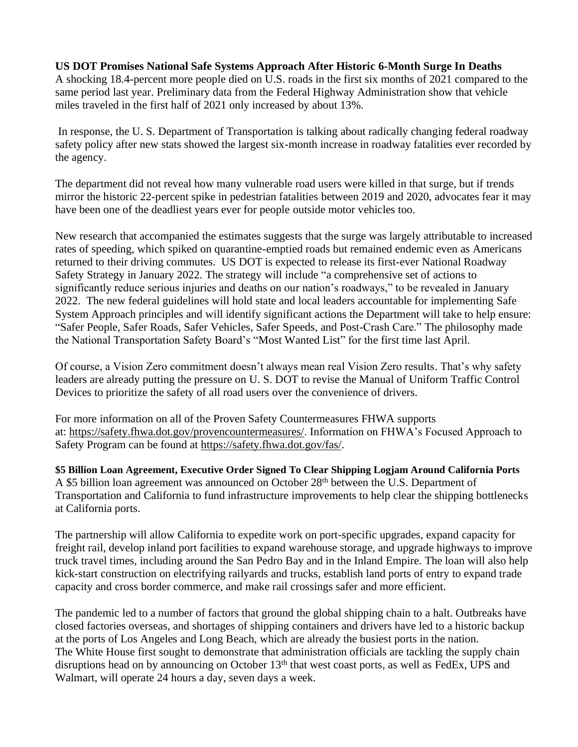**US DOT Promises National Safe Systems Approach After Historic 6-Month Surge In Deaths**

A shocking 18.4-percent more people died on U.S. roads in the first six months of 2021 compared to the same period last year. Preliminary data from the Federal Highway Administration show that vehicle miles traveled in the first half of 2021 only increased by about 13%.

In response, the U. S. Department of Transportation is talking about radically changing federal roadway safety policy after new stats showed the largest six-month increase in roadway fatalities ever recorded by the agency.

The department did not reveal how many vulnerable road users were killed in that surge, but if trends mirror the historic 22-percent spike in pedestrian fatalities between 2019 and 2020, advocates fear it may have been one of the deadliest years ever for people outside motor vehicles too.

New research that accompanied the estimates suggests that the surge was largely attributable to increased rates of speeding, which spiked on quarantine-emptied roads but remained endemic even as Americans returned to their driving commutes. US DOT is expected to release its first-ever National Roadway Safety Strategy in January 2022. The strategy will include "a comprehensive set of actions to significantly reduce serious injuries and deaths on our nation's roadways," to be revealed in January 2022. The new federal guidelines will hold state and local leaders accountable for implementing Safe System Approach principles and will identify significant actions the Department will take to help ensure: "Safer People, Safer Roads, Safer Vehicles, Safer Speeds, and Post-Crash Care." The philosophy made the National Transportation Safety Board's "Most Wanted List" for the first time last April.

Of course, a Vision Zero commitment doesn't always mean real Vision Zero results. That's why safety leaders are already putting the pressure on U. S. DOT to revise the Manual of Uniform Traffic Control Devices to prioritize the safety of all road users over the convenience of drivers.

For more information on all of the Proven Safety Countermeasures FHWA supports at: https://safety.fhwa.dot.gov/provencountermeasures/. Information on FHWA's Focused Approach to Safety Program can be found at https://safety.fhwa.dot.gov/fas/.

**$5 Billion Loan Agreement, Executive Order Signed To Clear Shipping Logjam Around California Ports**

A $5 billion loan agreement was announced on October 28th between the U.S. Department of Transportation and California to fund infrastructure improvements to help clear the shipping bottlenecks at California ports.

The partnership will allow California to expedite work on port-specific upgrades, expand capacity for freight rail, develop inland port facilities to expand warehouse storage, and upgrade highways to improve truck travel times, including around the San Pedro Bay and in the Inland Empire. The loan will also help kick-start construction on electrifying railyards and trucks, establish land ports of entry to expand trade capacity and cross border commerce, and make rail crossings safer and more efficient.

The pandemic led to a number of factors that ground the global shipping chain to a halt. Outbreaks have closed factories overseas, and shortages of shipping containers and drivers have led to a historic backup at the ports of Los Angeles and Long Beach, which are already the busiest ports in the nation. The White House first sought to demonstrate that administration officials are tackling the supply chain disruptions head on by announcing on October 13th that west coast ports, as well as FedEx, UPS and Walmart, will operate 24 hours a day, seven days a week.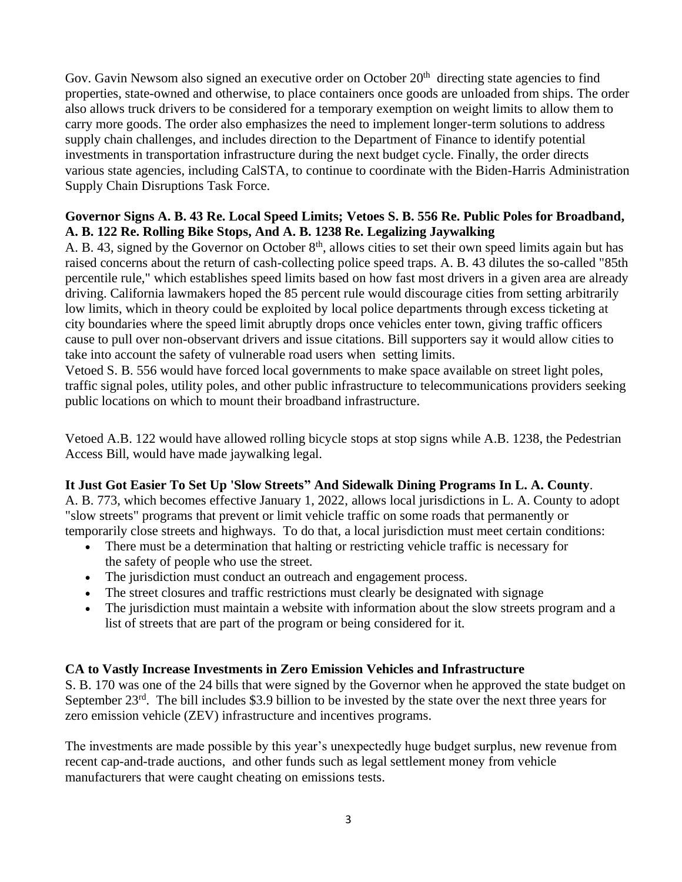Gov. Gavin Newsom also signed an executive order on October 20th directing state agencies to find properties, state-owned and otherwise, to place containers once goods are unloaded from ships. The order also allows truck drivers to be considered for a temporary exemption on weight limits to allow them to carry more goods. The order also emphasizes the need to implement longer-term solutions to address supply chain challenges, and includes direction to the Department of Finance to identify potential investments in transportation infrastructure during the next budget cycle. Finally, the order directs various state agencies, including CalSTA, to continue to coordinate with the Biden-Harris Administration Supply Chain Disruptions Task Force.

**Governor Signs A. B. 43 Re. Local Speed Limits; Vetoes S. B. 556 Re. Public Poles for Broadband, A. B. 122 Re. Rolling Bike Stops, And A. B. 1238 Re. Legalizing Jaywalking**

A. B. 43, signed by the Governor on October 8th, allows cities to set their own speed limits again but has raised concerns about the return of cash-collecting police speed traps. A. B. 43 dilutes the so-called "85th percentile rule," which establishes speed limits based on how fast most drivers in a given area are already driving. California lawmakers hoped the 85 percent rule would discourage cities from setting arbitrarily low limits, which in theory could be exploited by local police departments through excess ticketing at city boundaries where the speed limit abruptly drops once vehicles enter town, giving traffic officers cause to pull over non-observant drivers and issue citations. Bill supporters say it would allow cities to take into account the safety of vulnerable road users when setting limits.

Vetoed S. B. 556 would have forced local governments to make space available on street light poles, traffic signal poles, utility poles, and other public infrastructure to telecommunications providers seeking public locations on which to mount their broadband infrastructure.

Vetoed A.B. 122 would have allowed rolling bicycle stops at stop signs while A.B. 1238, the Pedestrian Access Bill, would have made jaywalking legal.

**It Just Got Easier To Set Up 'Slow Streets" And Sidewalk Dining Programs In L. A. County**.

A. B. 773, which becomes effective January 1, 2022, allows local jurisdictions in L. A. County to adopt "slow streets" programs that prevent or limit vehicle traffic on some roads that permanently or temporarily close streets and highways. To do that, a local jurisdiction must meet certain conditions:

- There must be a determination that halting or restricting vehicle traffic is necessary for the safety of people who use the street.
- The jurisdiction must conduct an outreach and engagement process.
- The street closures and traffic restrictions must clearly be designated with signage
- The jurisdiction must maintain a website with information about the slow streets program and a list of streets that are part of the program or being considered for it.

**CA to Vastly Increase Investments in Zero Emission Vehicles and Infrastructure**

S. B. 170 was one of the 24 bills that were signed by the Governor when he approved the state budget on September 23rd. The bill includes $3.9 billion to be invested by the state over the next three years for zero emission vehicle (ZEV) infrastructure and incentives programs.

The investments are made possible by this year's unexpectedly huge budget surplus, new revenue from recent cap-and-trade auctions, and other funds such as legal settlement money from vehicle manufacturers that were caught cheating on emissions tests.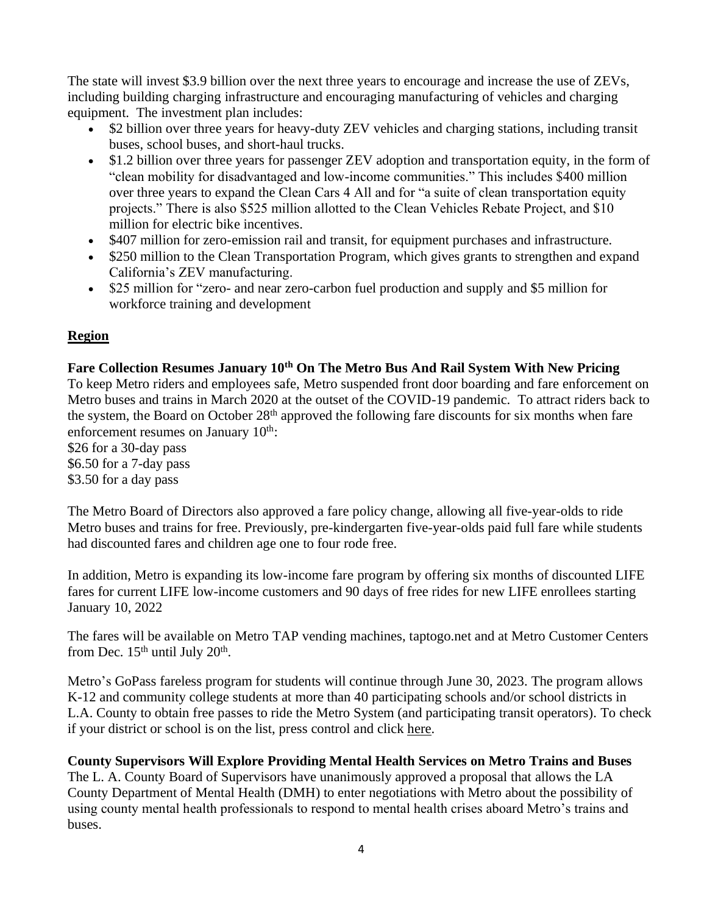The state will invest $3.9 billion over the next three years to encourage and increase the use of ZEVs, including building charging infrastructure and encouraging manufacturing of vehicles and charging equipment. The investment plan includes:

- $2 billion over three years for heavy-duty ZEV vehicles and charging stations, including transit buses, school buses, and short-haul trucks.
- $1.2 billion over three years for passenger ZEV adoption and transportation equity, in the form of "clean mobility for disadvantaged and low-income communities." This includes $400 million over three years to expand the Clean Cars 4 All and for "a suite of clean transportation equity projects." There is also $525 million allotted to the Clean Vehicles Rebate Project, and $10 million for electric bike incentives.
- $407 million for zero-emission rail and transit, for equipment purchases and infrastructure.
- $250 million to the Clean Transportation Program, which gives grants to strengthen and expand California's ZEV manufacturing.
- $25 million for "zero- and near zero-carbon fuel production and supply and $5 million for workforce training and development

## Region

### Fare Collection Resumes January 10th On The Metro Bus And Rail System With New Pricing

To keep Metro riders and employees safe, Metro suspended front door boarding and fare enforcement on Metro buses and trains in March 2020 at the outset of the COVID-19 pandemic. To attract riders back to the system, the Board on October 28th approved the following fare discounts for six months when fare enforcement resumes on January 10th:

$26 for a 30-day pass
$6.50 for a 7-day pass
$3.50 for a day pass

The Metro Board of Directors also approved a fare policy change, allowing all five-year-olds to ride Metro buses and trains for free. Previously, pre-kindergarten five-year-olds paid full fare while students had discounted fares and children age one to four rode free.

In addition, Metro is expanding its low-income fare program by offering six months of discounted LIFE fares for current LIFE low-income customers and 90 days of free rides for new LIFE enrollees starting January 10, 2022

The fares will be available on Metro TAP vending machines, taptogo.net and at Metro Customer Centers from Dec. 15th until July 20th.

Metro's GoPass fareless program for students will continue through June 30, 2023. The program allows K-12 and community college students at more than 40 participating schools and/or school districts in L.A. County to obtain free passes to ride the Metro System (and participating transit operators). To check if your district or school is on the list, press control and click here.

### County Supervisors Will Explore Providing Mental Health Services on Metro Trains and Buses

The L. A. County Board of Supervisors have unanimously approved a proposal that allows the LA County Department of Mental Health (DMH) to enter negotiations with Metro about the possibility of using county mental health professionals to respond to mental health crises aboard Metro's trains and buses.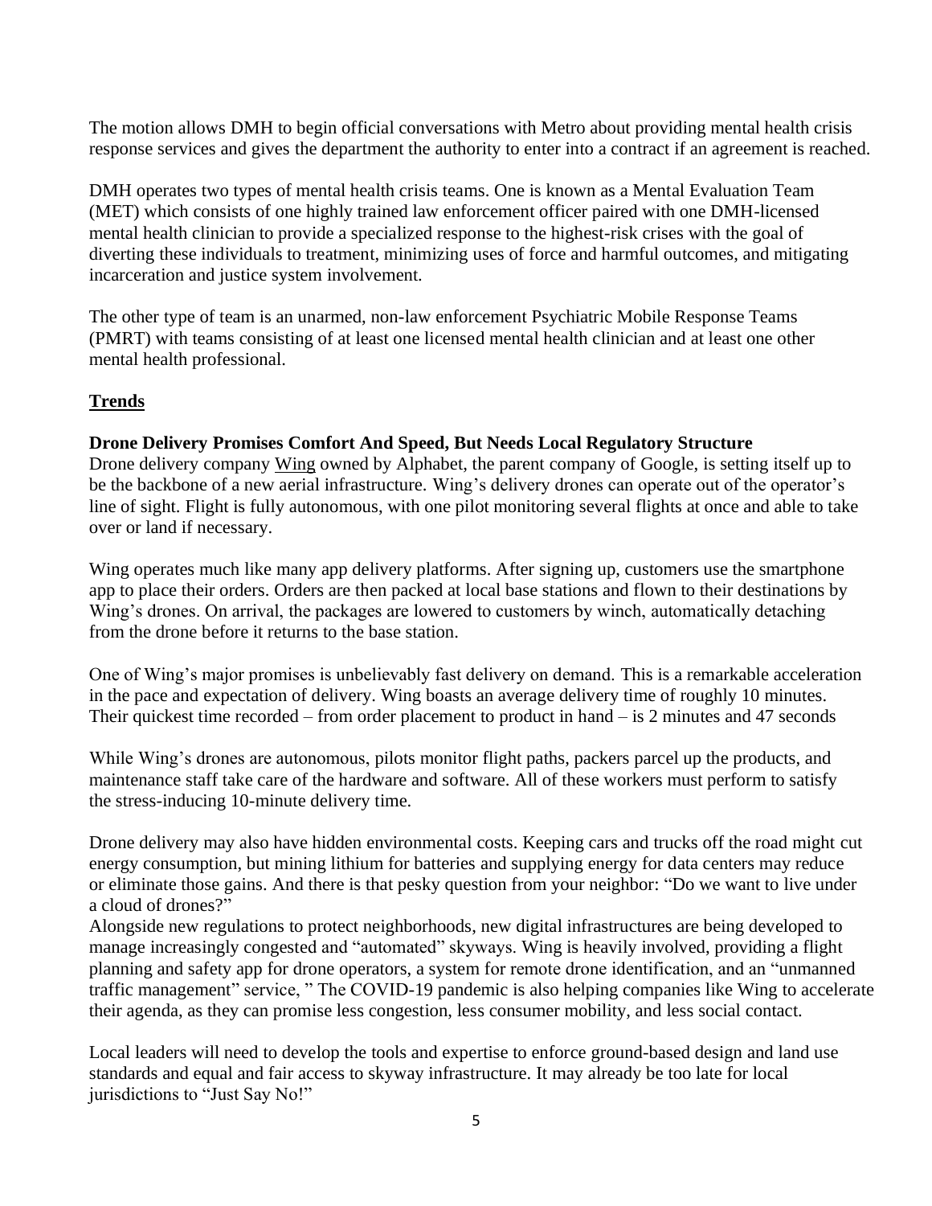The motion allows DMH to begin official conversations with Metro about providing mental health crisis response services and gives the department the authority to enter into a contract if an agreement is reached.

DMH operates two types of mental health crisis teams. One is known as a Mental Evaluation Team (MET) which consists of one highly trained law enforcement officer paired with one DMH-licensed mental health clinician to provide a specialized response to the highest-risk crises with the goal of diverting these individuals to treatment, minimizing uses of force and harmful outcomes, and mitigating incarceration and justice system involvement.

The other type of team is an unarmed, non-law enforcement Psychiatric Mobile Response Teams (PMRT) with teams consisting of at least one licensed mental health clinician and at least one other mental health professional.

## Trends

### Drone Delivery Promises Comfort And Speed, But Needs Local Regulatory Structure

Drone delivery company Wing owned by Alphabet, the parent company of Google, is setting itself up to be the backbone of a new aerial infrastructure. Wing's delivery drones can operate out of the operator's line of sight. Flight is fully autonomous, with one pilot monitoring several flights at once and able to take over or land if necessary.

Wing operates much like many app delivery platforms. After signing up, customers use the smartphone app to place their orders. Orders are then packed at local base stations and flown to their destinations by Wing's drones. On arrival, the packages are lowered to customers by winch, automatically detaching from the drone before it returns to the base station.

One of Wing's major promises is unbelievably fast delivery on demand. This is a remarkable acceleration in the pace and expectation of delivery. Wing boasts an average delivery time of roughly 10 minutes. Their quickest time recorded – from order placement to product in hand – is 2 minutes and 47 seconds

While Wing's drones are autonomous, pilots monitor flight paths, packers parcel up the products, and maintenance staff take care of the hardware and software. All of these workers must perform to satisfy the stress-inducing 10-minute delivery time.

Drone delivery may also have hidden environmental costs. Keeping cars and trucks off the road might cut energy consumption, but mining lithium for batteries and supplying energy for data centers may reduce or eliminate those gains. And there is that pesky question from your neighbor: "Do we want to live under a cloud of drones?"

Alongside new regulations to protect neighborhoods, new digital infrastructures are being developed to manage increasingly congested and "automated" skyways. Wing is heavily involved, providing a flight planning and safety app for drone operators, a system for remote drone identification, and an "unmanned traffic management" service, " The COVID-19 pandemic is also helping companies like Wing to accelerate their agenda, as they can promise less congestion, less consumer mobility, and less social contact.

Local leaders will need to develop the tools and expertise to enforce ground-based design and land use standards and equal and fair access to skyway infrastructure. It may already be too late for local jurisdictions to "Just Say No!"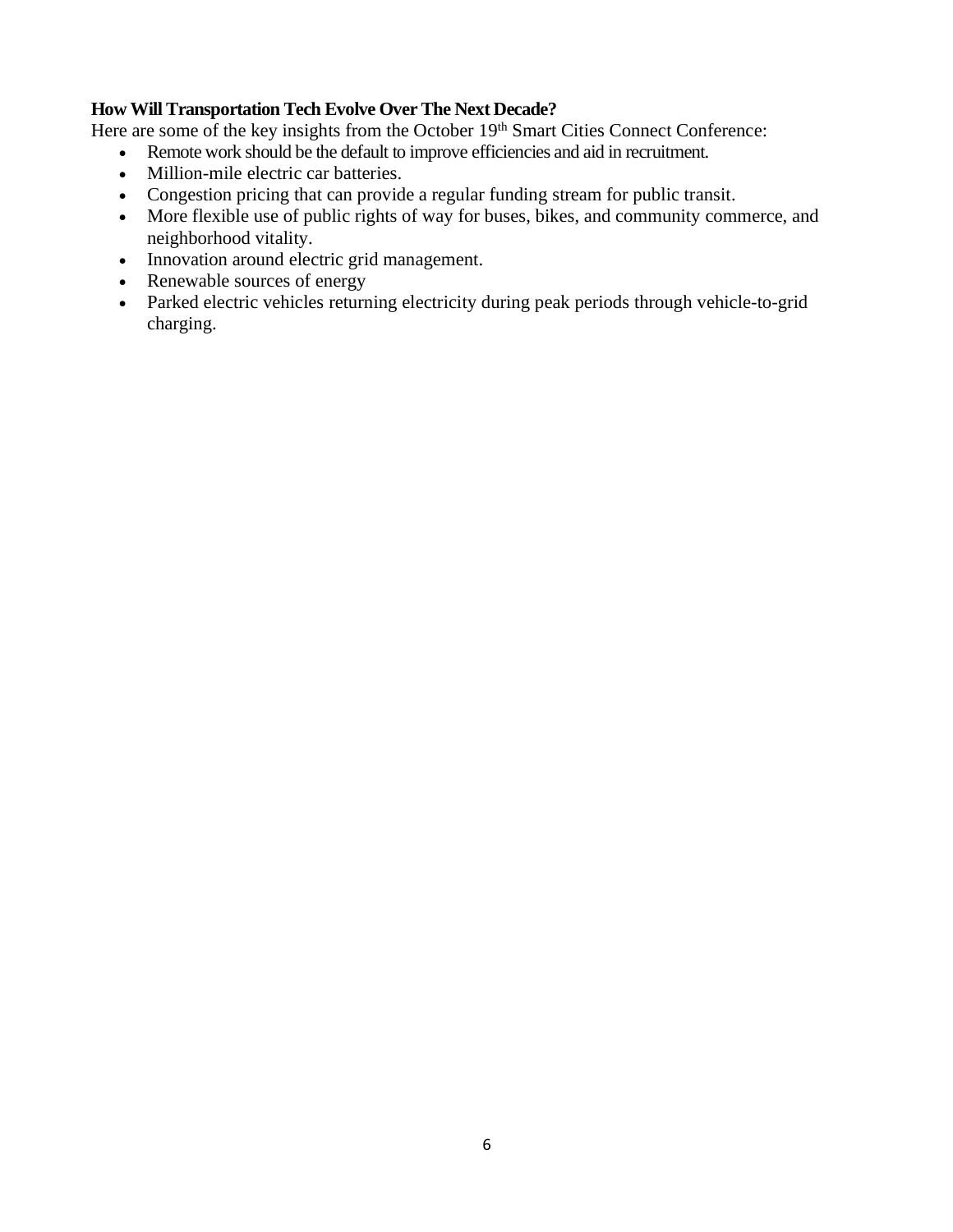**How Will Transportation Tech Evolve Over The Next Decade?**

Here are some of the key insights from the October 19th Smart Cities Connect Conference:

- Remote work should be the default to improve efficiencies and aid in recruitment.
- Million-mile electric car batteries.
- Congestion pricing that can provide a regular funding stream for public transit.
- More flexible use of public rights of way for buses, bikes, and community commerce, and neighborhood vitality.
- Innovation around electric grid management.
- Renewable sources of energy
- Parked electric vehicles returning electricity during peak periods through vehicle-to-grid charging.